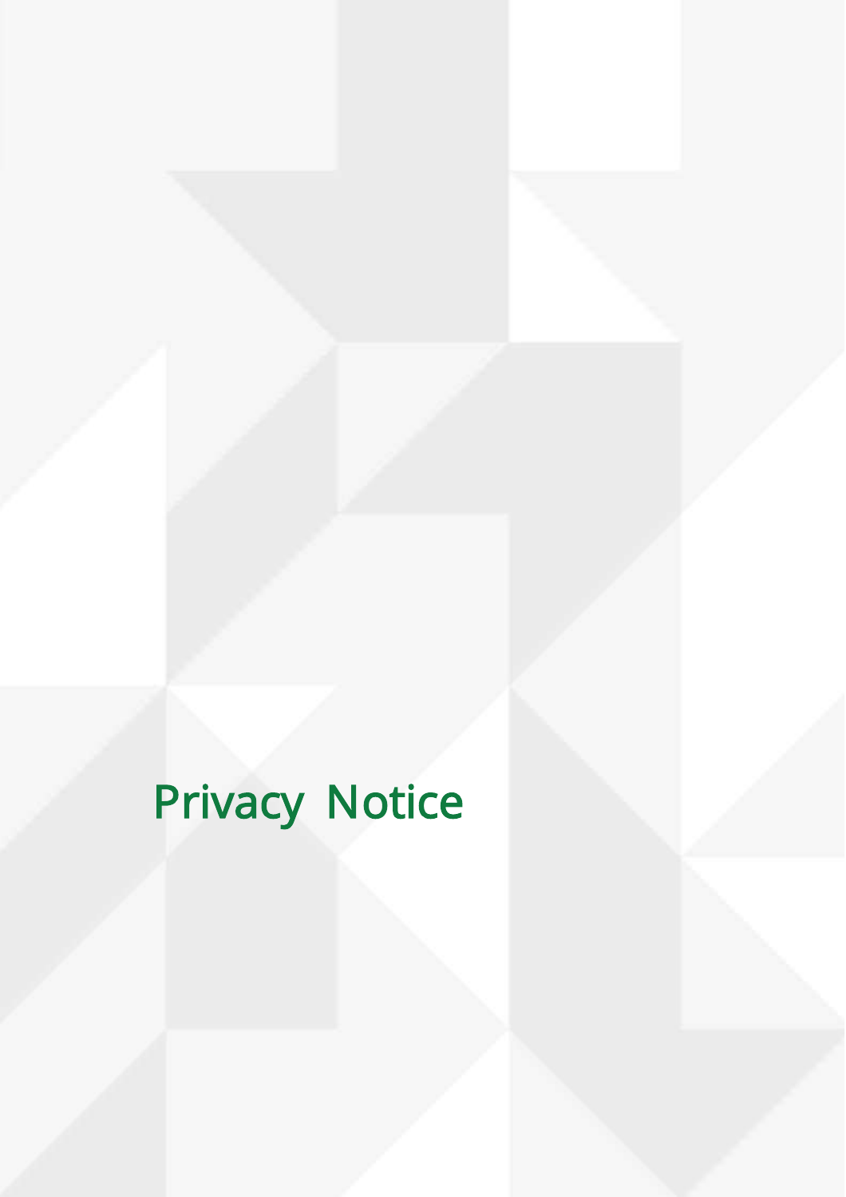# Privacy Notice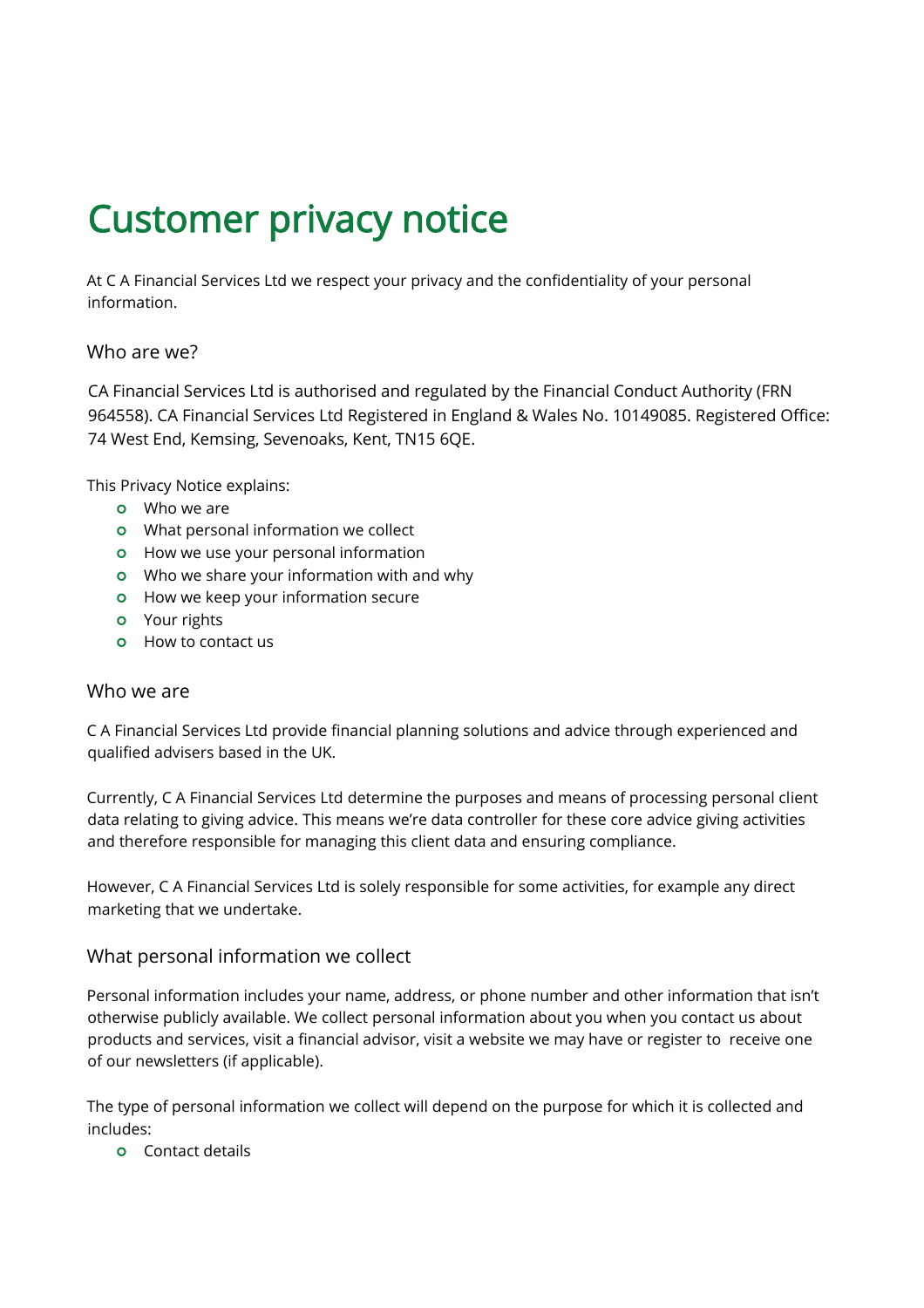# Customer privacy notice

At C A Financial Services Ltd we respect your privacy and the confidentiality of your personal information.

## Who are we?

CA Financial Services Ltd is authorised and regulated by the Financial Conduct Authority (FRN 964558). CA Financial Services Ltd Registered in England & Wales No. 10149085. Registered Office: 74 West End, Kemsing, Sevenoaks, Kent, TN15 6QE.

This Privacy Notice explains:

- Who we are
- What personal information we collect
- How we use your personal information
- Who we share your information with and why
- How we keep your information secure
- Your rights
- How to contact us

## Who we are

C A Financial Services Ltd provide financial planning solutions and advice through experienced and qualified advisers based in the UK.

Currently, C A Financial Services Ltd determine the purposes and means of processing personal client data relating to giving advice. This means we're data controller for these core advice giving activities and therefore responsible for managing this client data and ensuring compliance.

However, C A Financial Services Ltd is solely responsible for some activities, for example any direct marketing that we undertake.

## What personal information we collect

Personal information includes your name, address, or phone number and other information that isn't otherwise publicly available. We collect personal information about you when you contact us about products and services, visit a financial advisor, visit a website we may have or register to receive one of our newsletters (if applicable).

The type of personal information we collect will depend on the purpose for which it is collected and includes:

- Contact details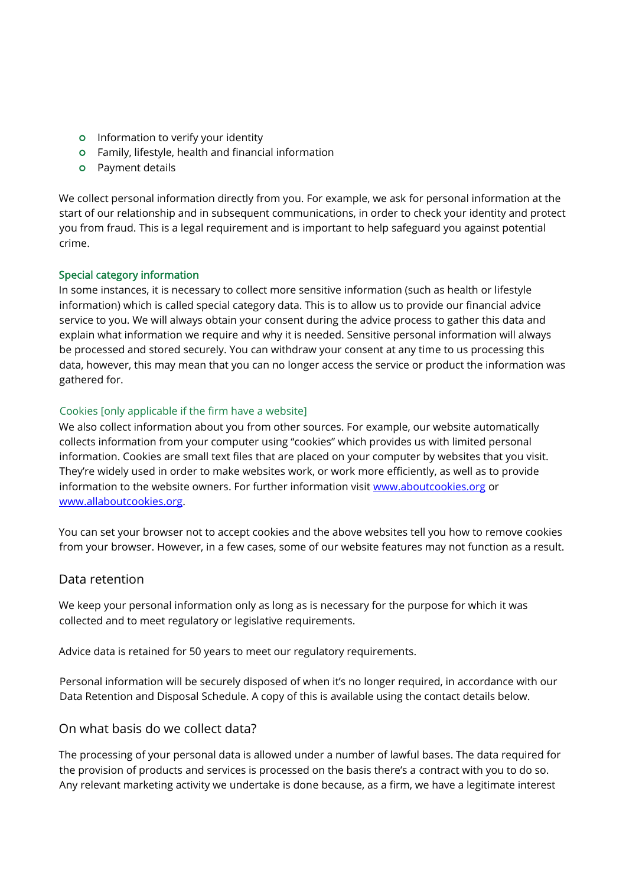- Information to verify your identity
- Family, lifestyle, health and financial information
- Payment details

We collect personal information directly from you. For example, we ask for personal information at the start of our relationship and in subsequent communications, in order to check your identity and protect you from fraud. This is a legal requirement and is important to help safeguard you against potential crime.

### Special category information

In some instances, it is necessary to collect more sensitive information (such as health or lifestyle information) which is called special category data. This is to allow us to provide our financial advice service to you. We will always obtain your consent during the advice process to gather this data and explain what information we require and why it is needed. Sensitive personal information will always be processed and stored securely. You can withdraw your consent at any time to us processing this data, however, this may mean that you can no longer access the service or product the information was gathered for.

### Cookies [only applicable if the firm have a website]

We also collect information about you from other sources. For example, our website automatically collects information from your computer using "cookies" which provides us with limited personal information. Cookies are small text files that are placed on your computer by websites that you visit. They're widely used in order to make websites work, or work more efficiently, as well as to provide information to the website owners. For further information visit [www.aboutcookies.org](http://www.aboutcookies.org) or [www.allaboutcookies.org](http://www.allaboutcookies.org).

You can set your browser not to accept cookies and the above websites tell you how to remove cookies from your browser. However, in a few cases, some of our website features may not function as a result.

## Data retention

We keep your personal information only as long as is necessary for the purpose for which it was collected and to meet regulatory or legislative requirements.

Advice data is retained for 50 years to meet our regulatory requirements.

Personal information will be securely disposed of when it's no longer required, in accordance with our Data Retention and Disposal Schedule. A copy of this is available using the contact details below.

## On what basis do we collect data?

The processing of your personal data is allowed under a number of lawful bases. The data required for the provision of products and services is processed on the basis there's a contract with you to do so. Any relevant marketing activity we undertake is done because, as a firm, we have a legitimate interest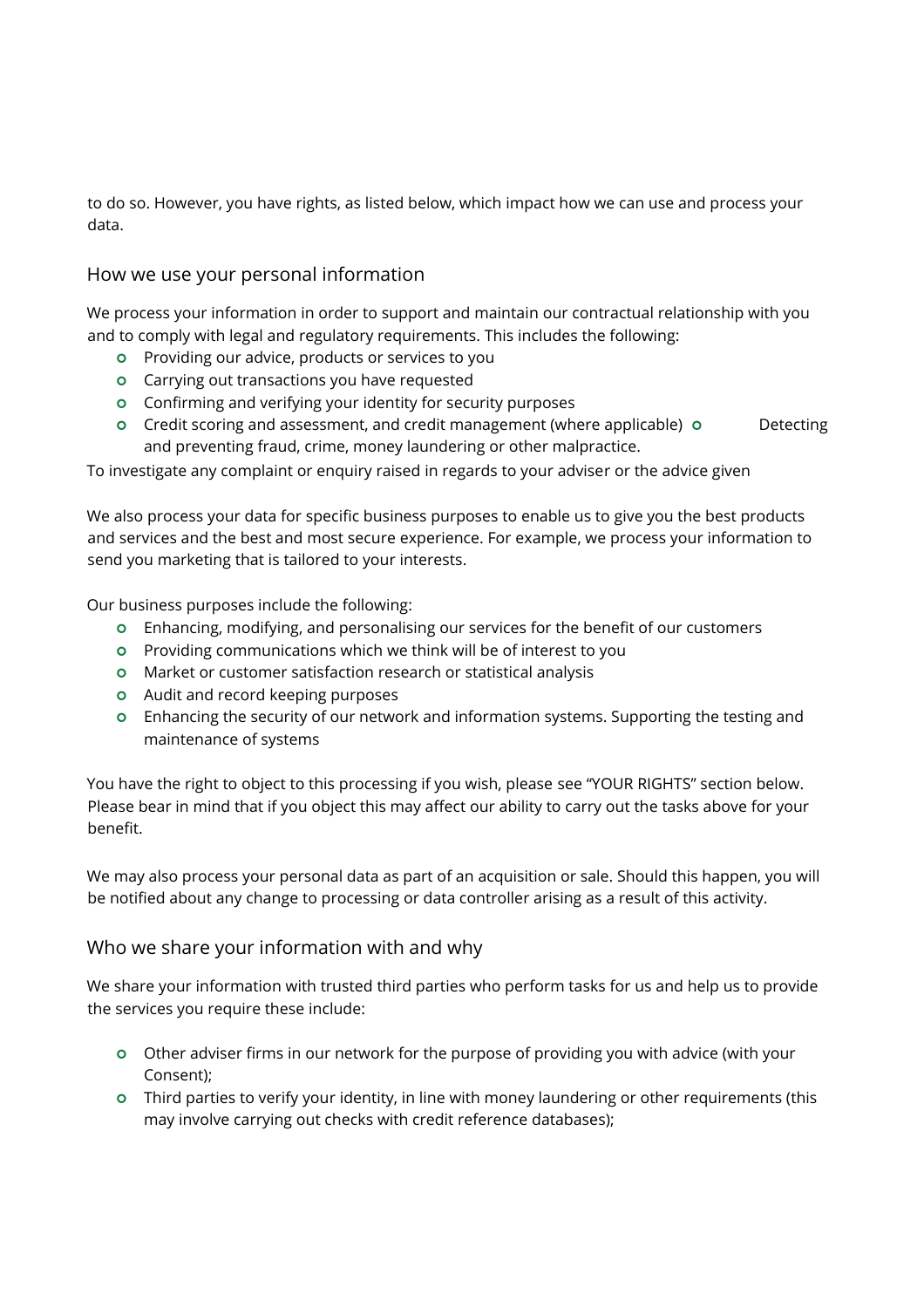to do so. However, you have rights, as listed below, which impact how we can use and process your data.

## How we use your personal information

We process your information in order to support and maintain our contractual relationship with you and to comply with legal and regulatory requirements. This includes the following:

- Providing our advice, products or services to you
- Carrying out transactions you have requested
- Confirming and verifying your identity for security purposes
- Credit scoring and assessment, and credit management (where applicable)
- Detecting and preventing fraud, crime, money laundering or other malpractice.

To investigate any complaint or enquiry raised in regards to your adviser or the advice given

We also process your data for specific business purposes to enable us to give you the best products and services and the best and most secure experience. For example, we process your information to send you marketing that is tailored to your interests.

Our business purposes include the following:

- Enhancing, modifying, and personalising our services for the benefit of our customers
- Providing communications which we think will be of interest to you
- Market or customer satisfaction research or statistical analysis
- Audit and record keeping purposes
- Enhancing the security of our network and information systems. Supporting the testing and maintenance of systems

You have the right to object to this processing if you wish, please see "YOUR RIGHTS" section below. Please bear in mind that if you object this may affect our ability to carry out the tasks above for your benefit.

We may also process your personal data as part of an acquisition or sale. Should this happen, you will be notified about any change to processing or data controller arising as a result of this activity.

## Who we share your information with and why

We share your information with trusted third parties who perform tasks for us and help us to provide the services you require these include:

- Other adviser firms in our network for the purpose of providing you with advice (with your Consent);
- Third parties to verify your identity, in line with money laundering or other requirements (this may involve carrying out checks with credit reference databases);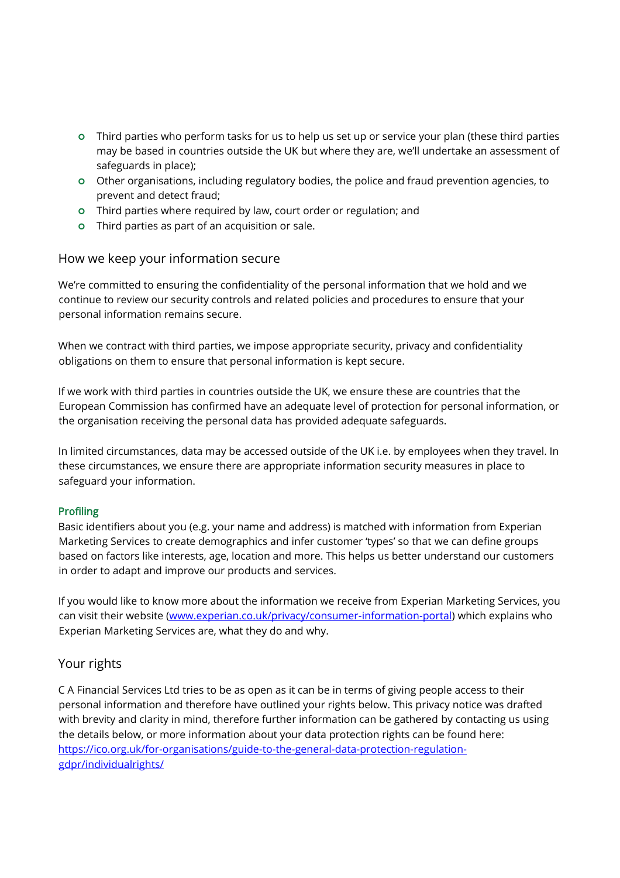- Third parties who perform tasks for us to help us set up or service your plan (these third parties may be based in countries outside the UK but where they are, we'll undertake an assessment of safeguards in place);
- Other organisations, including regulatory bodies, the police and fraud prevention agencies, to prevent and detect fraud;
- Third parties where required by law, court order or regulation; and
- Third parties as part of an acquisition or sale.

## How we keep your information secure

We're committed to ensuring the confidentiality of the personal information that we hold and we continue to review our security controls and related policies and procedures to ensure that your personal information remains secure.

When we contract with third parties, we impose appropriate security, privacy and confidentiality obligations on them to ensure that personal information is kept secure.

If we work with third parties in countries outside the UK, we ensure these are countries that the European Commission has confirmed have an adequate level of protection for personal information, or the organisation receiving the personal data has provided adequate safeguards.

In limited circumstances, data may be accessed outside of the UK i.e. by employees when they travel. In these circumstances, we ensure there are appropriate information security measures in place to safeguard your information.

### Profiling

Basic identifiers about you (e.g. your name and address) is matched with information from Experian Marketing Services to create demographics and infer customer 'types' so that we can define groups based on factors like interests, age, location and more. This helps us better understand our customers in order to adapt and improve our products and services.

If you would like to know more about the information we receive from Experian Marketing Services, you can visit their website ([www.experian.co.uk/privacy/consumer-information-portal](www.experian.co.uk/privacy/consumer-information-portal)) which explains who Experian Marketing Services are, what they do and why.

## Your rights

C A Financial Services Ltd tries to be as open as it can be in terms of giving people access to their personal information and therefore have outlined your rights below. This privacy notice was drafted with brevity and clarity in mind, therefore further information can be gathered by contacting us using the details below, or more information about your data protection rights can be found here: [https://ico.org.uk/for-organisations/guide-to-the-general-data-protection-regulation-gdpr/individualrights/](https://ico.org.uk/for-organisations/guide-to-the-general-data-protection-regulation-gdpr/individualrights/)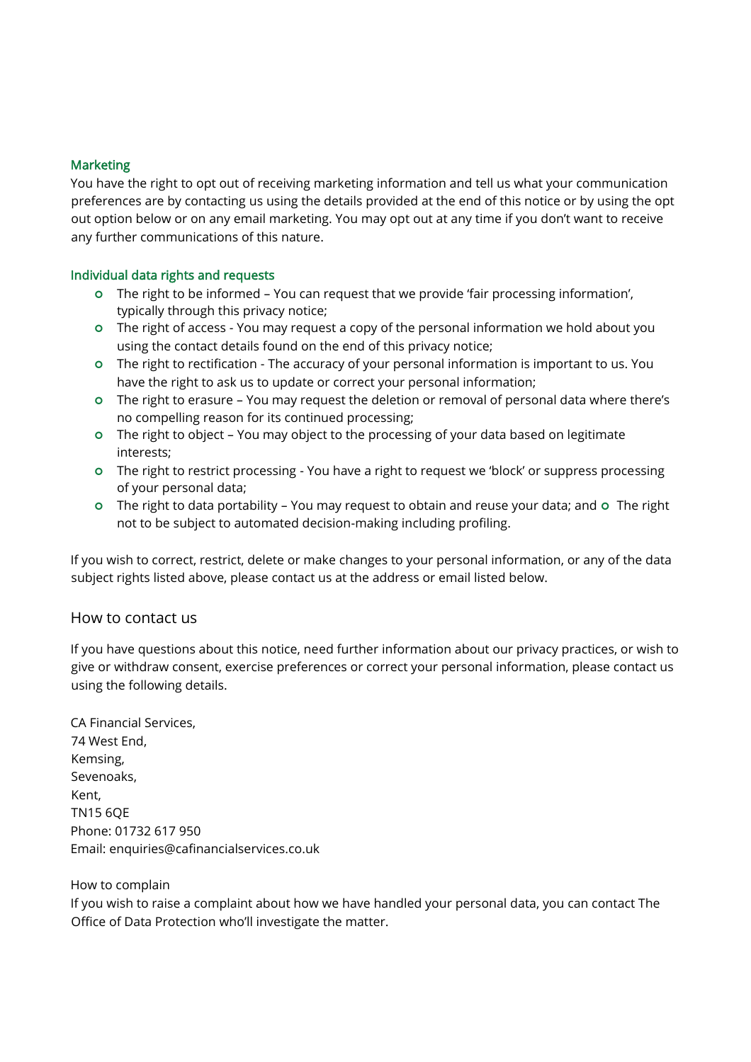### Marketing

You have the right to opt out of receiving marketing information and tell us what your communication preferences are by contacting us using the details provided at the end of this notice or by using the opt out option below or on any email marketing. You may opt out at any time if you don't want to receive any further communications of this nature.

### Individual data rights and requests

- The right to be informed – You can request that we provide 'fair processing information', typically through this privacy notice;
- The right of access - You may request a copy of the personal information we hold about you using the contact details found on the end of this privacy notice;
- The right to rectification - The accuracy of your personal information is important to us. You have the right to ask us to update or correct your personal information;
- The right to erasure – You may request the deletion or removal of personal data where there's no compelling reason for its continued processing;
- The right to object – You may object to the processing of your data based on legitimate interests;
- The right to restrict processing - You have a right to request we 'block' or suppress processing of your personal data;
- The right to data portability – You may request to obtain and reuse your data; and
- The right not to be subject to automated decision-making including profiling.

If you wish to correct, restrict, delete or make changes to your personal information, or any of the data subject rights listed above, please contact us at the address or email listed below.

## How to contact us

If you have questions about this notice, need further information about our privacy practices, or wish to give or withdraw consent, exercise preferences or correct your personal information, please contact us using the following details.

CA Financial Services,
74 West End,
Kemsing,
Sevenoaks,
Kent,
TN15 6QE
Phone: 01732 617 950
Email: enquiries@cafinancialservices.co.uk

How to complain
If you wish to raise a complaint about how we have handled your personal data, you can contact The Office of Data Protection who'll investigate the matter.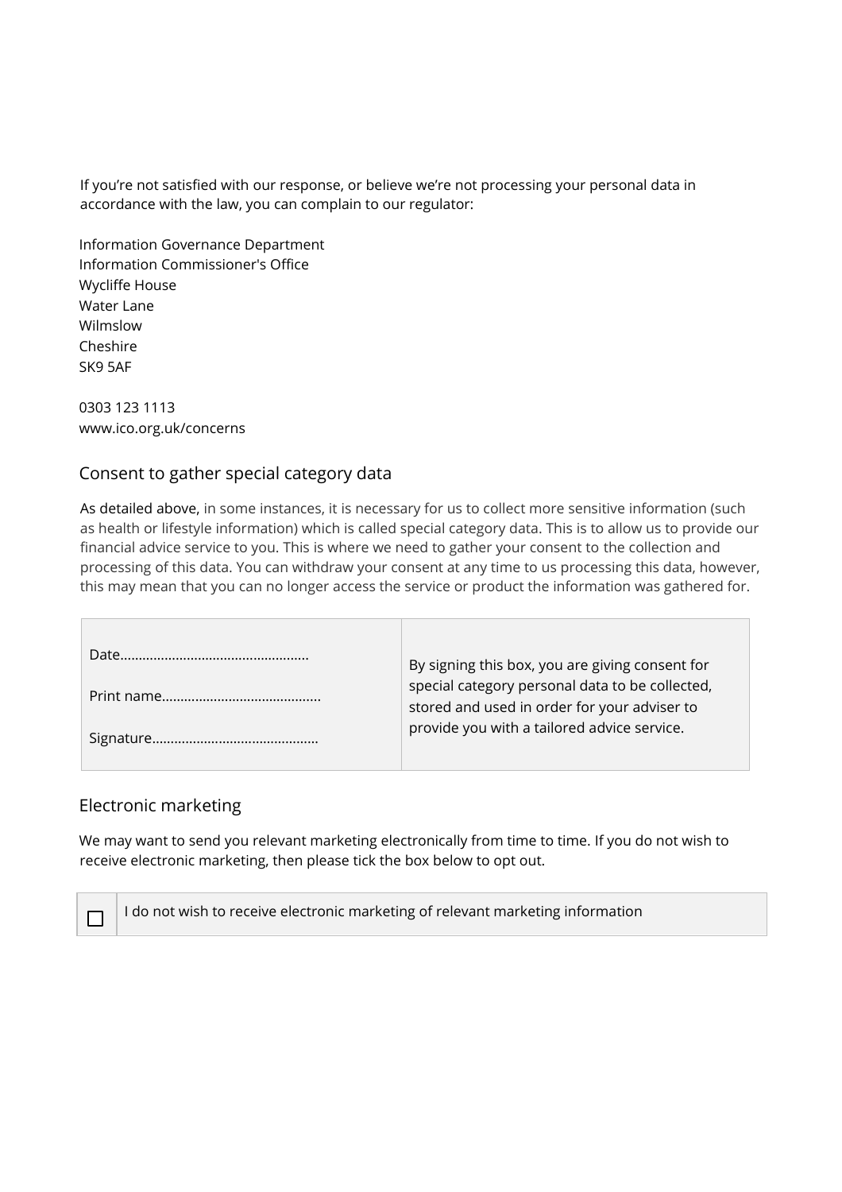If you're not satisfied with our response, or believe we're not processing your personal data in accordance with the law, you can complain to our regulator:

Information Governance Department
Information Commissioner's Office
Wycliffe House
Water Lane
Wilmslow
Cheshire
SK9 5AF

0303 123 1113
www.ico.org.uk/concerns

## Consent to gather special category data

As detailed above, in some instances, it is necessary for us to collect more sensitive information (such as health or lifestyle information) which is called special category data. This is to allow us to provide our financial advice service to you. This is where we need to gather your consent to the collection and processing of this data. You can withdraw your consent at any time to us processing this data, however, this may mean that you can no longer access the service or product the information was gathered for.

| | |
|---|---|
| Date…………………………………………<br><br>Print name……………………………….<br><br>Signature……………………………….. | By signing this box, you are giving consent for special category personal data to be collected, stored and used in order for your adviser to provide you with a tailored advice service. |

## Electronic marketing

We may want to send you relevant marketing electronically from time to time. If you do not wish to receive electronic marketing, then please tick the box below to opt out.

| | |
|---|---|
| ☐ | I do not wish to receive electronic marketing of relevant marketing information |